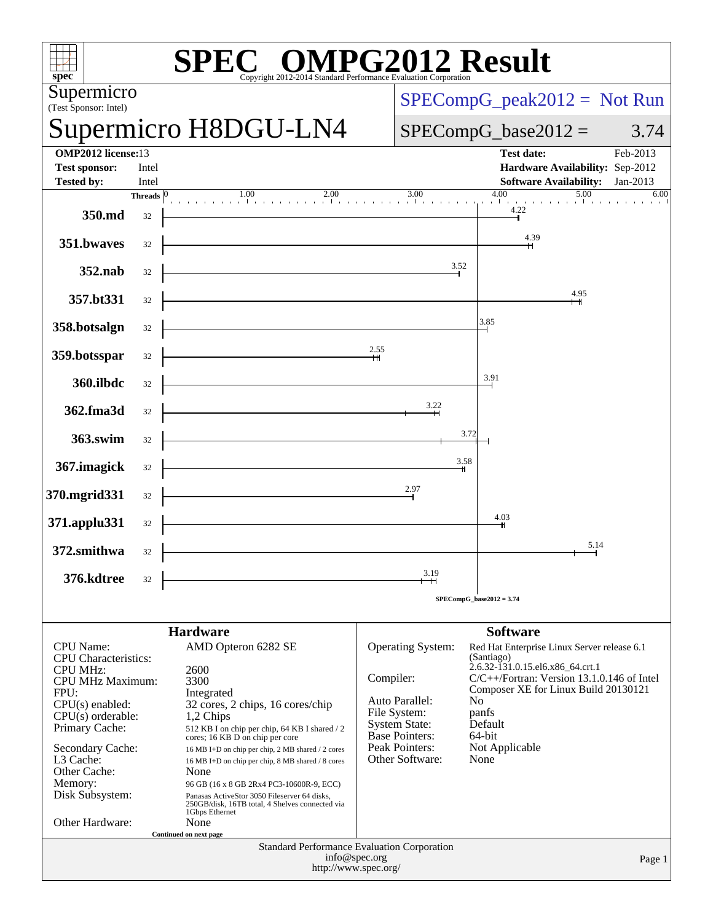# SPEC OMPG2012 Result

Copyright 2012-2014 Standard Performance Evaluation Corporation

**Supermicro**
(Test Sponsor: Intel)

## Supermicro H8DGU-LN4

SPECompG_peak2012 = Not Run

SPECompG_base2012 = 3.74

| | | | |
|---|---|---|---|
| **OMP2012 license:** | 13 | **Test date:** | Feb-2013 |
| **Test sponsor:** | Intel | **Hardware Availability:** | Sep-2012 |
| **Tested by:** | Intel | **Software Availability:** | Jan-2013 |

| Benchmark | Threads | Base Ratio |
|---|---|---|
| 350.md | 32 | 4.22 |
| 351.bwaves | 32 | 4.39 |
| 352.nab | 32 | 3.52 |
| 357.bt331 | 32 | 4.95 |
| 358.botsalgn | 32 | 3.85 |
| 359.botsspar | 32 | 2.55 |
| 360.ilbdc | 32 | 3.91 |
| 362.fma3d | 32 | 3.22 |
| 363.swim | 32 | 3.72 |
| 367.imagick | 32 | 3.58 |
| 370.mgrid331 | 32 | 2.97 |
| 371.applu331 | 32 | 4.03 |
| 372.smithwa | 32 | 5.14 |
| 376.kdtree | 32 | 3.19 |

SPECompG_base2012 = 3.74

### Hardware

| | |
|---|---|
| CPU Name: | AMD Opteron 6282 SE |
| CPU Characteristics: | |
| CPU MHz: | 2600 |
| CPU MHz Maximum: | 3300 |
| FPU: | Integrated |
| CPU(s) enabled: | 32 cores, 2 chips, 16 cores/chip |
| CPU(s) orderable: | 1,2 Chips |
| Primary Cache: | 512 KB I on chip per chip, 64 KB I shared / 2 cores; 16 KB D on chip per core |
| Secondary Cache: | 16 MB I+D on chip per chip, 2 MB shared / 2 cores |
| L3 Cache: | 16 MB I+D on chip per chip, 8 MB shared / 8 cores |
| Other Cache: | None |
| Memory: | 96 GB (16 x 8 GB 2Rx4 PC3-10600R-9, ECC) |
| Disk Subsystem: | Panasas ActiveStor 3050 Fileserver 64 disks, 250GB/disk, 16TB total, 4 Shelves connected via 1Gbps Ethernet |
| Other Hardware: | None |

Continued on next page

### Software

| | |
|---|---|
| Operating System: | Red Hat Enterprise Linux Server release 6.1 (Santiago) 2.6.32-131.0.15.el6.x86_64.crt.1 |
| Compiler: | C/C++/Fortran: Version 13.1.0.146 of Intel Composer XE for Linux Build 20130121 |
| Auto Parallel: | No |
| File System: | panfs |
| System State: | Default |
| Base Pointers: | 64-bit |
| Peak Pointers: | Not Applicable |
| Other Software: | None |

Standard Performance Evaluation Corporation
info@spec.org
http://www.spec.org/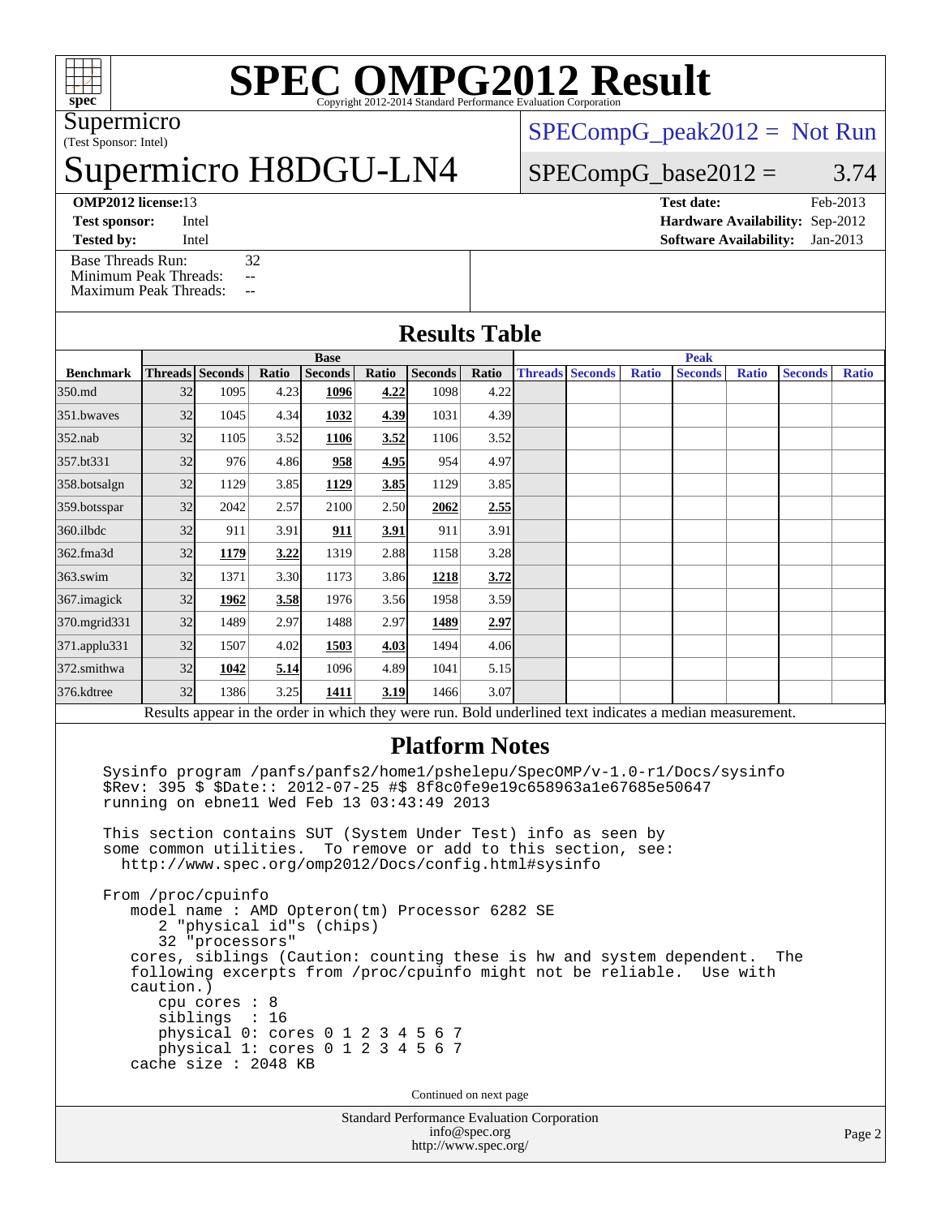# SPEC OMPG2012 Result

Copyright 2012-2014 Standard Performance Evaluation Corporation

Supermicro

(Test Sponsor: Intel)

# Supermicro H8DGU-LN4

SPECompG_peak2012 = Not Run

SPECompG_base2012 = 3.74

**OMP2012 license:** 13 | **Test date:** Feb-2013
**Test sponsor:** Intel | **Hardware Availability:** Sep-2012
**Tested by:** Intel | **Software Availability:** Jan-2013

Base Threads Run: 32
Minimum Peak Threads: --
Maximum Peak Threads: --

## Results Table

| Benchmark | Base | | | | | | | Peak | | | | | | |
|---|---|---|---|---|---|---|---|---|---|---|---|---|---|---|
| | Threads | Seconds | Ratio | Seconds | Ratio | Seconds | Ratio | Threads | Seconds | Ratio | Seconds | Ratio | Seconds | Ratio |
| 350.md | 32 | 1095 | 4.23 | **1096** | **4.22** | 1098 | 4.22 | | | | | | | |
| 351.bwaves | 32 | 1045 | 4.34 | **1032** | **4.39** | 1031 | 4.39 | | | | | | | |
| 352.nab | 32 | 1105 | 3.52 | **1106** | **3.52** | 1106 | 3.52 | | | | | | | |
| 357.bt331 | 32 | 976 | 4.86 | **958** | **4.95** | 954 | 4.97 | | | | | | | |
| 358.botsalgn | 32 | 1129 | 3.85 | **1129** | **3.85** | 1129 | 3.85 | | | | | | | |
| 359.botsspar | 32 | 2042 | 2.57 | 2100 | 2.50 | **2062** | **2.55** | | | | | | | |
| 360.ilbdc | 32 | 911 | 3.91 | **911** | **3.91** | 911 | 3.91 | | | | | | | |
| 362.fma3d | 32 | **1179** | **3.22** | 1319 | 2.88 | 1158 | 3.28 | | | | | | | |
| 363.swim | 32 | 1371 | 3.30 | 1173 | 3.86 | **1218** | **3.72** | | | | | | | |
| 367.imagick | 32 | **1962** | **3.58** | 1976 | 3.56 | 1958 | 3.59 | | | | | | | |
| 370.mgrid331 | 32 | 1489 | 2.97 | 1488 | 2.97 | **1489** | **2.97** | | | | | | | |
| 371.applu331 | 32 | 1507 | 4.02 | **1503** | **4.03** | 1494 | 4.06 | | | | | | | |
| 372.smithwa | 32 | **1042** | **5.14** | 1096 | 4.89 | 1041 | 5.15 | | | | | | | |
| 376.kdtree | 32 | 1386 | 3.25 | **1411** | **3.19** | 1466 | 3.07 | | | | | | | |

Results appear in the order in which they were run. Bold underlined text indicates a median measurement.

## Platform Notes

```
Sysinfo program /panfs/panfs2/home1/pshelepu/SpecOMP/v-1.0-r1/Docs/sysinfo
$Rev: 395 $ $Date:: 2012-07-25 #$ 8f8c0fe9e19c658963a1e67685e50647
running on ebne11 Wed Feb 13 03:43:49 2013

This section contains SUT (System Under Test) info as seen by
some common utilities.  To remove or add to this section, see:
  http://www.spec.org/omp2012/Docs/config.html#sysinfo

From /proc/cpuinfo
   model name : AMD Opteron(tm) Processor 6282 SE
      2 "physical id"s (chips)
      32 "processors"
   cores, siblings (Caution: counting these is hw and system dependent.  The
   following excerpts from /proc/cpuinfo might not be reliable.  Use with
   caution.)
      cpu cores : 8
      siblings  : 16
      physical 0: cores 0 1 2 3 4 5 6 7
      physical 1: cores 0 1 2 3 4 5 6 7
   cache size : 2048 KB
```

Continued on next page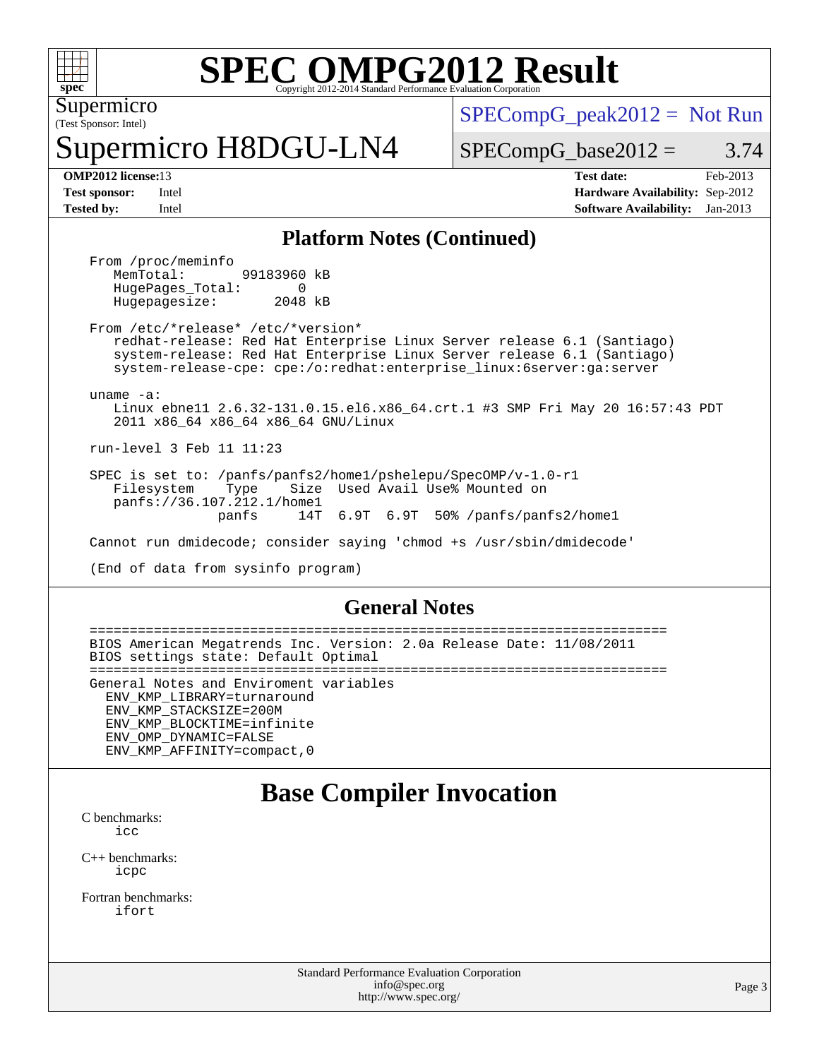# SPEC OMPG2012 Result

Copyright 2012-2014 Standard Performance Evaluation Corporation

Supermicro
(Test Sponsor: Intel)

# Supermicro H8DGU-LN4

SPECompG_peak2012 = Not Run

SPECompG_base2012 = 3.74

| **OMP2012 license:** 13 | **Test date:** Feb-2013 |
|---|---|
| **Test sponsor:** Intel | **Hardware Availability:** Sep-2012 |
| **Tested by:** Intel | **Software Availability:** Jan-2013 |

## Platform Notes (Continued)

```
From /proc/meminfo
   MemTotal:       99183960 kB
   HugePages_Total:       0
   Hugepagesize:       2048 kB

From /etc/*release* /etc/*version*
   redhat-release: Red Hat Enterprise Linux Server release 6.1 (Santiago)
   system-release: Red Hat Enterprise Linux Server release 6.1 (Santiago)
   system-release-cpe: cpe:/o:redhat:enterprise_linux:6server:ga:server

uname -a:
   Linux ebne11 2.6.32-131.0.15.el6.x86_64.crt.1 #3 SMP Fri May 20 16:57:43 PDT
   2011 x86_64 x86_64 x86_64 GNU/Linux

run-level 3 Feb 11 11:23

SPEC is set to: /panfs/panfs2/home1/pshelepu/SpecOMP/v-1.0-r1
   Filesystem    Type    Size  Used Avail Use% Mounted on
   panfs://36.107.212.1/home1
                 panfs    14T  6.9T  6.9T  50% /panfs/panfs2/home1

Cannot run dmidecode; consider saying 'chmod +s /usr/sbin/dmidecode'

(End of data from sysinfo program)
```

## General Notes

```
========================================================================
BIOS American Megatrends Inc. Version: 2.0a Release Date: 11/08/2011
BIOS settings state: Default Optimal
========================================================================
General Notes and Enviroment variables
  ENV_KMP_LIBRARY=turnaround
  ENV_KMP_STACKSIZE=200M
  ENV_KMP_BLOCKTIME=infinite
  ENV_OMP_DYNAMIC=FALSE
  ENV_KMP_AFFINITY=compact,0
```

## Base Compiler Invocation

C benchmarks:
    icc

C++ benchmarks:
    icpc

Fortran benchmarks:
    ifort

Standard Performance Evaluation Corporation
info@spec.org
http://www.spec.org/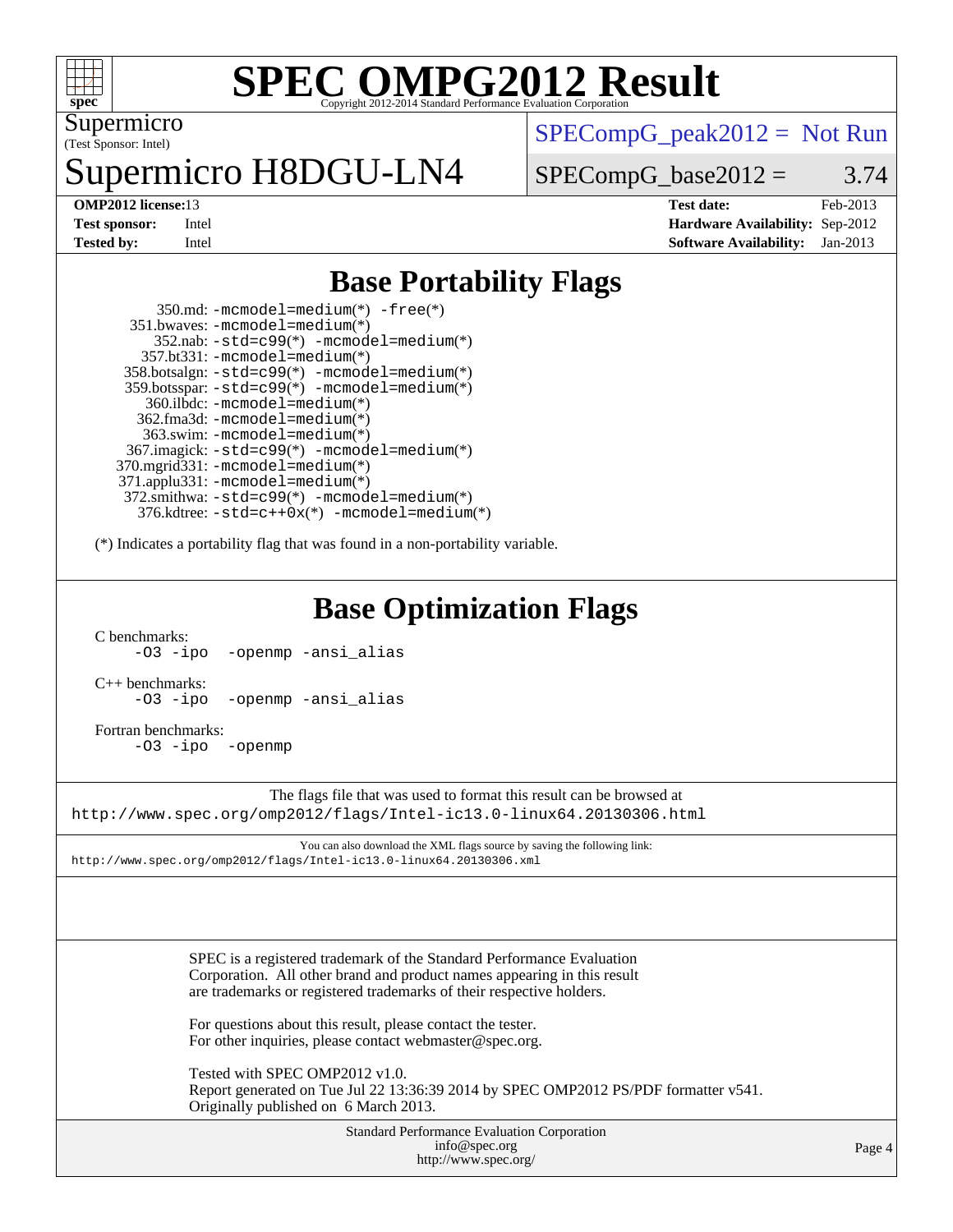# SPEC OMPG2012 Result

Copyright 2012-2014 Standard Performance Evaluation Corporation

Supermicro
(Test Sponsor: Intel)

# Supermicro H8DGU-LN4

SPECompG_peak2012 = Not Run

SPECompG_base2012 = 3.74

**OMP2012 license:** 13
**Test sponsor:** Intel
**Tested by:** Intel

**Test date:** Feb-2013
**Hardware Availability:** Sep-2012
**Software Availability:** Jan-2013

## Base Portability Flags

350.md: -mcmodel=medium(*) -free(*)
351.bwaves: -mcmodel=medium(*)
352.nab: -std=c99(*) -mcmodel=medium(*)
357.bt331: -mcmodel=medium(*)
358.botsalgn: -std=c99(*) -mcmodel=medium(*)
359.botsspar: -std=c99(*) -mcmodel=medium(*)
360.ilbdc: -mcmodel=medium(*)
362.fma3d: -mcmodel=medium(*)
363.swim: -mcmodel=medium(*)
367.imagick: -std=c99(*) -mcmodel=medium(*)
370.mgrid331: -mcmodel=medium(*)
371.applu331: -mcmodel=medium(*)
372.smithwa: -std=c99(*) -mcmodel=medium(*)
376.kdtree: -std=c++0x(*) -mcmodel=medium(*)

(*) Indicates a portability flag that was found in a non-portability variable.

## Base Optimization Flags

C benchmarks:
-O3 -ipo -openmp -ansi_alias

C++ benchmarks:
-O3 -ipo -openmp -ansi_alias

Fortran benchmarks:
-O3 -ipo -openmp

The flags file that was used to format this result can be browsed at
http://www.spec.org/omp2012/flags/Intel-ic13.0-linux64.20130306.html

You can also download the XML flags source by saving the following link:
http://www.spec.org/omp2012/flags/Intel-ic13.0-linux64.20130306.xml

SPEC is a registered trademark of the Standard Performance Evaluation Corporation. All other brand and product names appearing in this result are trademarks or registered trademarks of their respective holders.

For questions about this result, please contact the tester.
For other inquiries, please contact webmaster@spec.org.

Tested with SPEC OMP2012 v1.0.
Report generated on Tue Jul 22 13:36:39 2014 by SPEC OMP2012 PS/PDF formatter v541.
Originally published on 6 March 2013.

Standard Performance Evaluation Corporation
info@spec.org
http://www.spec.org/